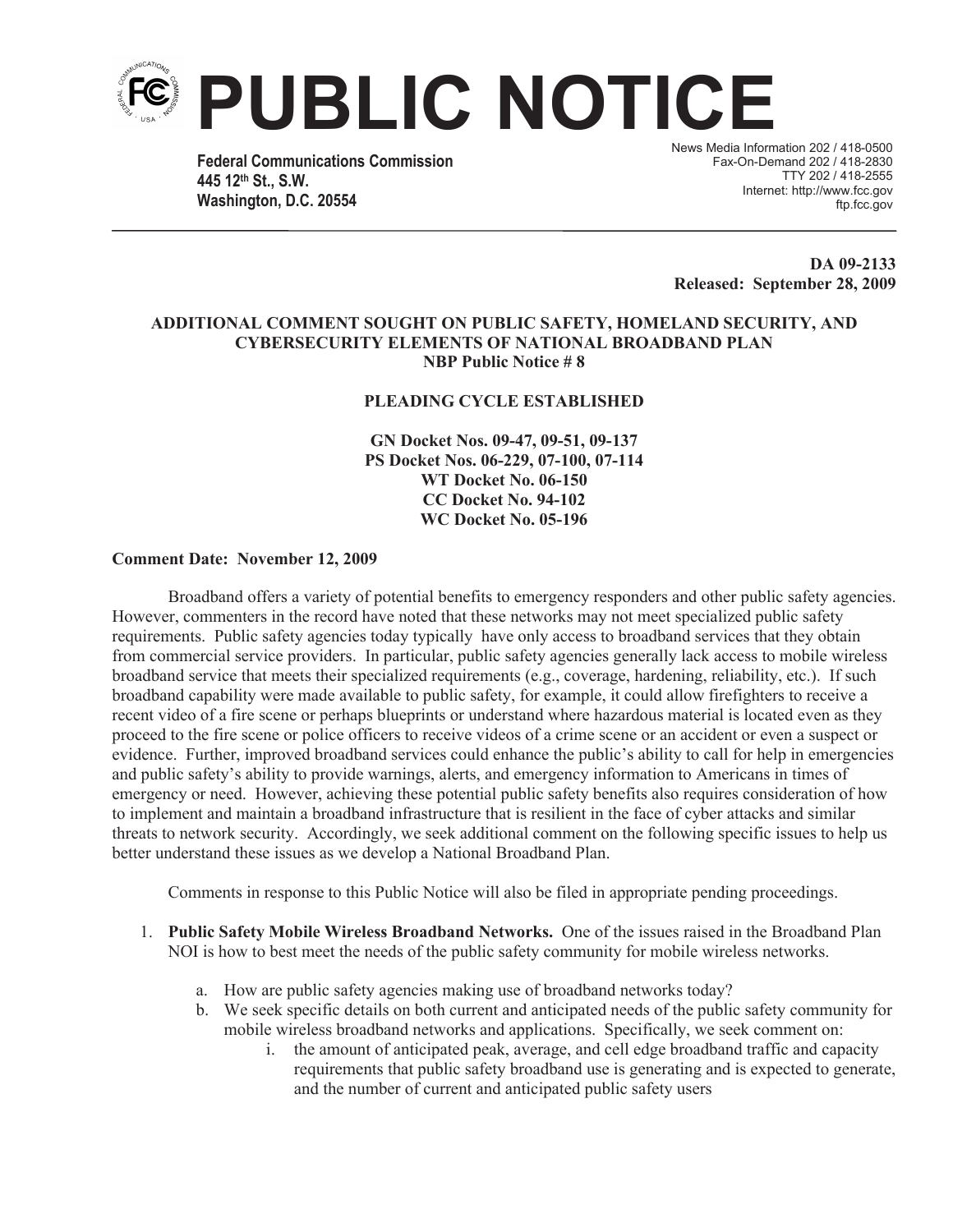# PUBLIC NOTICE

**Federal Communications Commission**
**445 12th St., S.W.**
**Washington, D.C. 20554**

News Media Information 202 / 418-0500
Fax-On-Demand 202 / 418-2830
TTY 202 / 418-2555
Internet: http://www.fcc.gov
ftp.fcc.gov

**DA 09-2133**
**Released: September 28, 2009**

**ADDITIONAL COMMENT SOUGHT ON PUBLIC SAFETY, HOMELAND SECURITY, AND CYBERSECURITY ELEMENTS OF NATIONAL BROADBAND PLAN**
**NBP Public Notice # 8**

**PLEADING CYCLE ESTABLISHED**

**GN Docket Nos. 09-47, 09-51, 09-137**
**PS Docket Nos. 06-229, 07-100, 07-114**
**WT Docket No. 06-150**
**CC Docket No. 94-102**
**WC Docket No. 05-196**

**Comment Date: November 12, 2009**

Broadband offers a variety of potential benefits to emergency responders and other public safety agencies. However, commenters in the record have noted that these networks may not meet specialized public safety requirements. Public safety agencies today typically have only access to broadband services that they obtain from commercial service providers. In particular, public safety agencies generally lack access to mobile wireless broadband service that meets their specialized requirements (e.g., coverage, hardening, reliability, etc.). If such broadband capability were made available to public safety, for example, it could allow firefighters to receive a recent video of a fire scene or perhaps blueprints or understand where hazardous material is located even as they proceed to the fire scene or police officers to receive videos of a crime scene or an accident or even a suspect or evidence. Further, improved broadband services could enhance the public's ability to call for help in emergencies and public safety's ability to provide warnings, alerts, and emergency information to Americans in times of emergency or need. However, achieving these potential public safety benefits also requires consideration of how to implement and maintain a broadband infrastructure that is resilient in the face of cyber attacks and similar threats to network security. Accordingly, we seek additional comment on the following specific issues to help us better understand these issues as we develop a National Broadband Plan.

Comments in response to this Public Notice will also be filed in appropriate pending proceedings.

1. **Public Safety Mobile Wireless Broadband Networks.** One of the issues raised in the Broadband Plan NOI is how to best meet the needs of the public safety community for mobile wireless networks.
   a. How are public safety agencies making use of broadband networks today?
   b. We seek specific details on both current and anticipated needs of the public safety community for mobile wireless broadband networks and applications. Specifically, we seek comment on:
      i. the amount of anticipated peak, average, and cell edge broadband traffic and capacity requirements that public safety broadband use is generating and is expected to generate, and the number of current and anticipated public safety users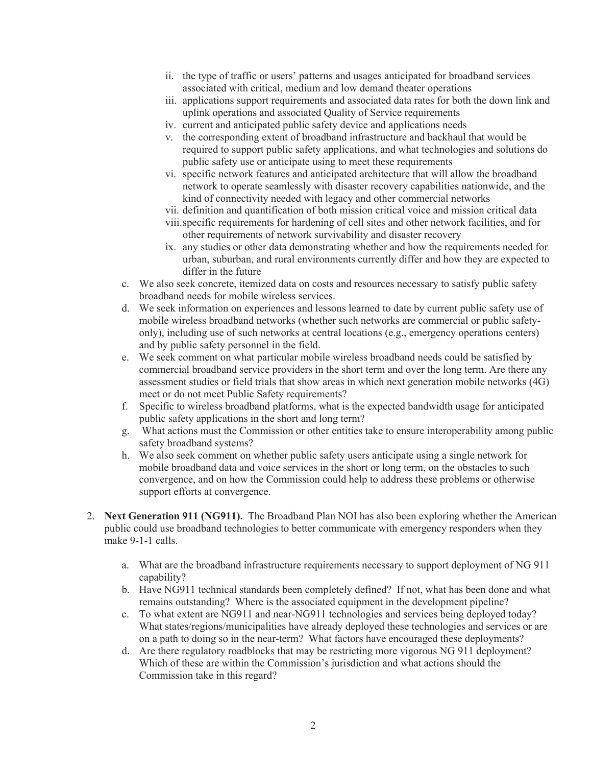ii. the type of traffic or users' patterns and usages anticipated for broadband services associated with critical, medium and low demand theater operations
   iii. applications support requirements and associated data rates for both the down link and uplink operations and associated Quality of Service requirements
   iv. current and anticipated public safety device and applications needs
   v. the corresponding extent of broadband infrastructure and backhaul that would be required to support public safety applications, and what technologies and solutions do public safety use or anticipate using to meet these requirements
   vi. specific network features and anticipated architecture that will allow the broadband network to operate seamlessly with disaster recovery capabilities nationwide, and the kind of connectivity needed with legacy and other commercial networks
   vii. definition and quantification of both mission critical voice and mission critical data
   viii. specific requirements for hardening of cell sites and other network facilities, and for other requirements of network survivability and disaster recovery
   ix. any studies or other data demonstrating whether and how the requirements needed for urban, suburban, and rural environments currently differ and how they are expected to differ in the future

   c. We also seek concrete, itemized data on costs and resources necessary to satisfy public safety broadband needs for mobile wireless services.
   d. We seek information on experiences and lessons learned to date by current public safety use of mobile wireless broadband networks (whether such networks are commercial or public safety-only), including use of such networks at central locations (e.g., emergency operations centers) and by public safety personnel in the field.
   e. We seek comment on what particular mobile wireless broadband needs could be satisfied by commercial broadband service providers in the short term and over the long term. Are there any assessment studies or field trials that show areas in which next generation mobile networks (4G) meet or do not meet Public Safety requirements?
   f. Specific to wireless broadband platforms, what is the expected bandwidth usage for anticipated public safety applications in the short and long term?
   g. What actions must the Commission or other entities take to ensure interoperability among public safety broadband systems?
   h. We also seek comment on whether public safety users anticipate using a single network for mobile broadband data and voice services in the short or long term, on the obstacles to such convergence, and on how the Commission could help to address these problems or otherwise support efforts at convergence.

2. **Next Generation 911 (NG911).** The Broadband Plan NOI has also been exploring whether the American public could use broadband technologies to better communicate with emergency responders when they make 9-1-1 calls.

   a. What are the broadband infrastructure requirements necessary to support deployment of NG 911 capability?
   b. Have NG911 technical standards been completely defined? If not, what has been done and what remains outstanding? Where is the associated equipment in the development pipeline?
   c. To what extent are NG911 and near-NG911 technologies and services being deployed today? What states/regions/municipalities have already deployed these technologies and services or are on a path to doing so in the near-term? What factors have encouraged these deployments?
   d. Are there regulatory roadblocks that may be restricting more vigorous NG 911 deployment? Which of these are within the Commission's jurisdiction and what actions should the Commission take in this regard?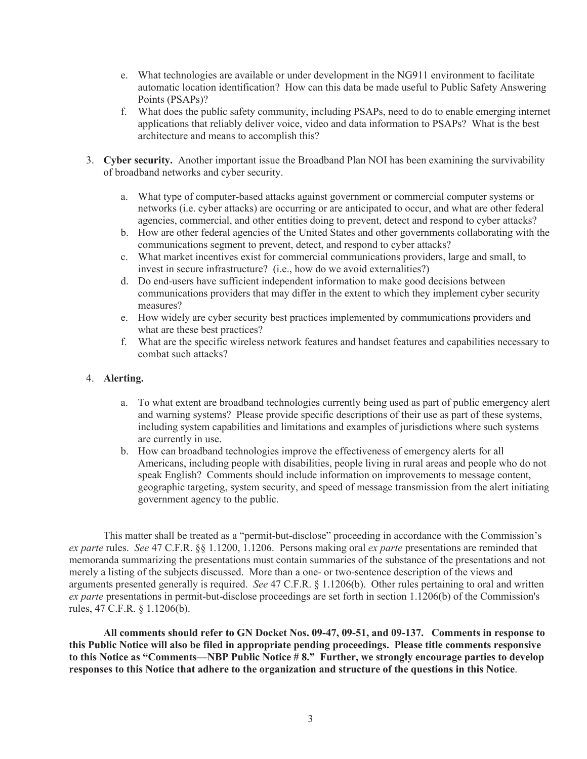e. What technologies are available or under development in the NG911 environment to facilitate automatic location identification? How can this data be made useful to Public Safety Answering Points (PSAPs)?

f. What does the public safety community, including PSAPs, need to do to enable emerging internet applications that reliably deliver voice, video and data information to PSAPs? What is the best architecture and means to accomplish this?

3. **Cyber security.** Another important issue the Broadband Plan NOI has been examining the survivability of broadband networks and cyber security.

   a. What type of computer-based attacks against government or commercial computer systems or networks (i.e. cyber attacks) are occurring or are anticipated to occur, and what are other federal agencies, commercial, and other entities doing to prevent, detect and respond to cyber attacks?
   b. How are other federal agencies of the United States and other governments collaborating with the communications segment to prevent, detect, and respond to cyber attacks?
   c. What market incentives exist for commercial communications providers, large and small, to invest in secure infrastructure? (i.e., how do we avoid externalities?)
   d. Do end-users have sufficient independent information to make good decisions between communications providers that may differ in the extent to which they implement cyber security measures?
   e. How widely are cyber security best practices implemented by communications providers and what are these best practices?
   f. What are the specific wireless network features and handset features and capabilities necessary to combat such attacks?

4. **Alerting.**

   a. To what extent are broadband technologies currently being used as part of public emergency alert and warning systems? Please provide specific descriptions of their use as part of these systems, including system capabilities and limitations and examples of jurisdictions where such systems are currently in use.
   b. How can broadband technologies improve the effectiveness of emergency alerts for all Americans, including people with disabilities, people living in rural areas and people who do not speak English? Comments should include information on improvements to message content, geographic targeting, system security, and speed of message transmission from the alert initiating government agency to the public.

This matter shall be treated as a "permit-but-disclose" proceeding in accordance with the Commission's *ex parte* rules. *See* 47 C.F.R. §§ 1.1200, 1.1206. Persons making oral *ex parte* presentations are reminded that memoranda summarizing the presentations must contain summaries of the substance of the presentations and not merely a listing of the subjects discussed. More than a one- or two-sentence description of the views and arguments presented generally is required. *See* 47 C.F.R. § 1.1206(b). Other rules pertaining to oral and written *ex parte* presentations in permit-but-disclose proceedings are set forth in section 1.1206(b) of the Commission's rules, 47 C.F.R. § 1.1206(b).

**All comments should refer to GN Docket Nos. 09-47, 09-51, and 09-137. Comments in response to this Public Notice will also be filed in appropriate pending proceedings. Please title comments responsive to this Notice as "Comments—NBP Public Notice # 8." Further, we strongly encourage parties to develop responses to this Notice that adhere to the organization and structure of the questions in this Notice**.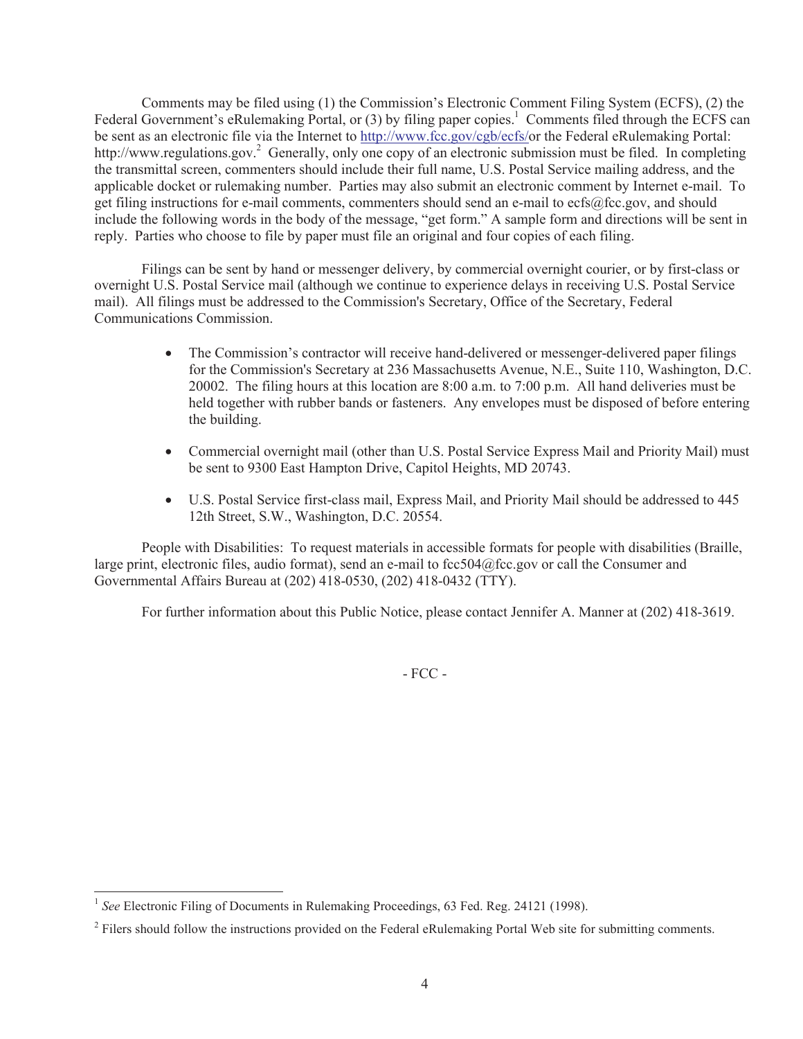Comments may be filed using (1) the Commission's Electronic Comment Filing System (ECFS), (2) the Federal Government's eRulemaking Portal, or (3) by filing paper copies.[1] Comments filed through the ECFS can be sent as an electronic file via the Internet to http://www.fcc.gov/cgb/ecfs/or the Federal eRulemaking Portal: http://www.regulations.gov.[2] Generally, only one copy of an electronic submission must be filed. In completing the transmittal screen, commenters should include their full name, U.S. Postal Service mailing address, and the applicable docket or rulemaking number. Parties may also submit an electronic comment by Internet e-mail. To get filing instructions for e-mail comments, commenters should send an e-mail to ecfs@fcc.gov, and should include the following words in the body of the message, "get form." A sample form and directions will be sent in reply. Parties who choose to file by paper must file an original and four copies of each filing.

Filings can be sent by hand or messenger delivery, by commercial overnight courier, or by first-class or overnight U.S. Postal Service mail (although we continue to experience delays in receiving U.S. Postal Service mail). All filings must be addressed to the Commission's Secretary, Office of the Secretary, Federal Communications Commission.

- The Commission's contractor will receive hand-delivered or messenger-delivered paper filings for the Commission's Secretary at 236 Massachusetts Avenue, N.E., Suite 110, Washington, D.C. 20002. The filing hours at this location are 8:00 a.m. to 7:00 p.m. All hand deliveries must be held together with rubber bands or fasteners. Any envelopes must be disposed of before entering the building.

- Commercial overnight mail (other than U.S. Postal Service Express Mail and Priority Mail) must be sent to 9300 East Hampton Drive, Capitol Heights, MD 20743.

- U.S. Postal Service first-class mail, Express Mail, and Priority Mail should be addressed to 445 12th Street, S.W., Washington, D.C. 20554.

People with Disabilities: To request materials in accessible formats for people with disabilities (Braille, large print, electronic files, audio format), send an e-mail to fcc504@fcc.gov or call the Consumer and Governmental Affairs Bureau at (202) 418-0530, (202) 418-0432 (TTY).

For further information about this Public Notice, please contact Jennifer A. Manner at (202) 418-3619.

- FCC -

---

[1] *See* Electronic Filing of Documents in Rulemaking Proceedings, 63 Fed. Reg. 24121 (1998).

[2] Filers should follow the instructions provided on the Federal eRulemaking Portal Web site for submitting comments.